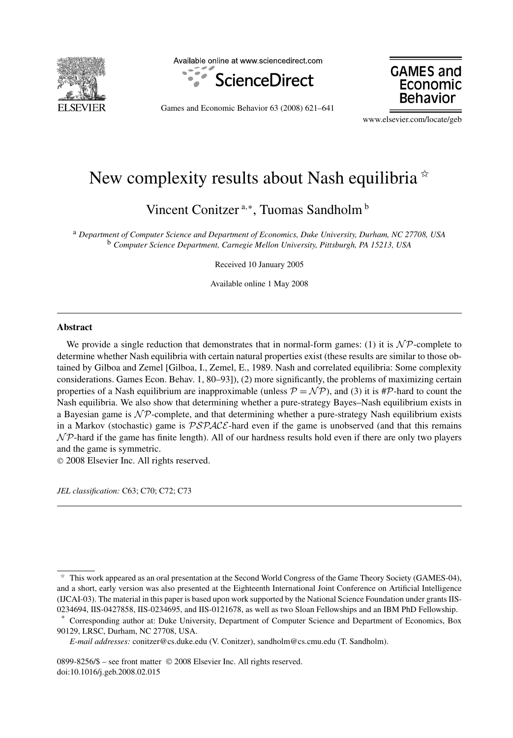# New complexity results about Nash equilibria ☆

Vincent Conitzer [a,*], Tuomas Sandholm [b]

[a] *Department of Computer Science and Department of Economics, Duke University, Durham, NC 27708, USA*
[b] *Computer Science Department, Carnegie Mellon University, Pittsburgh, PA 15213, USA*

Received 10 January 2005

Available online 1 May 2008

## Abstract

We provide a single reduction that demonstrates that in normal-form games: (1) it is $\mathcal{NP}$-complete to determine whether Nash equilibria with certain natural properties exist (these results are similar to those obtained by Gilboa and Zemel [Gilboa, I., Zemel, E., 1989. Nash and correlated equilibria: Some complexity considerations. Games Econ. Behav. 1, 80–93]), (2) more significantly, the problems of maximizing certain properties of a Nash equilibrium are inapproximable (unless $\mathcal{P} = \mathcal{NP}$), and (3) it is #$\mathcal{P}$-hard to count the Nash equilibria. We also show that determining whether a pure-strategy Bayes–Nash equilibrium exists in a Bayesian game is $\mathcal{NP}$-complete, and that determining whether a pure-strategy Nash equilibrium exists in a Markov (stochastic) game is $\mathcal{PSPACE}$-hard even if the game is unobserved (and that this remains $\mathcal{NP}$-hard if the game has finite length). All of our hardness results hold even if there are only two players and the game is symmetric.

© 2008 Elsevier Inc. All rights reserved.

*JEL classification:* C63; C70; C72; C73

---

☆ This work appeared as an oral presentation at the Second World Congress of the Game Theory Society (GAMES-04), and a short, early version was also presented at the Eighteenth International Joint Conference on Artificial Intelligence (IJCAI-03). The material in this paper is based upon work supported by the National Science Foundation under grants IIS-0234694, IIS-0427858, IIS-0234695, and IIS-0121678, as well as two Sloan Fellowships and an IBM PhD Fellowship.

\* Corresponding author at: Duke University, Department of Computer Science and Department of Economics, Box 90129, LRSC, Durham, NC 27708, USA.

*E-mail addresses:* conitzer@cs.duke.edu (V. Conitzer), sandholm@cs.cmu.edu (T. Sandholm).

0899-8256/$ – see front matter © 2008 Elsevier Inc. All rights reserved.
doi:10.1016/j.geb.2008.02.015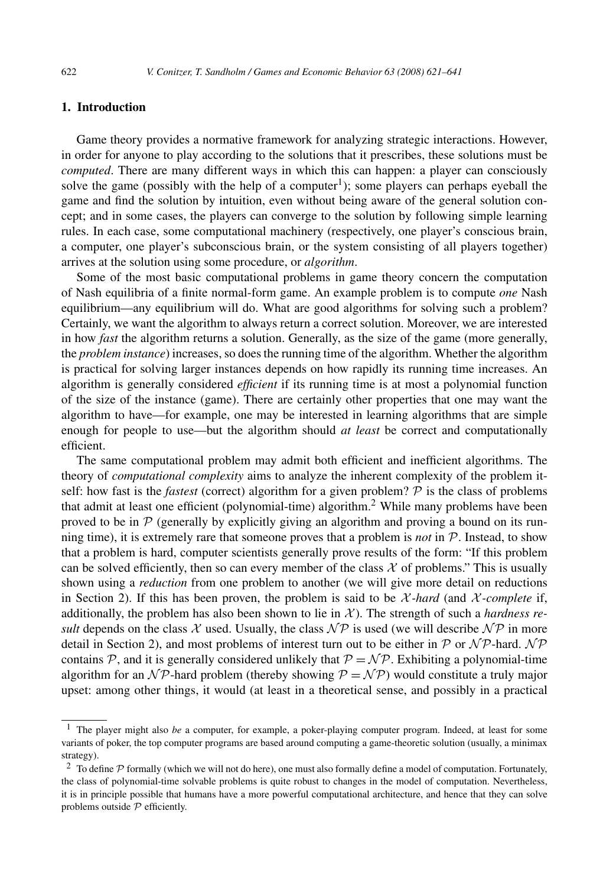## 1. Introduction

Game theory provides a normative framework for analyzing strategic interactions. However, in order for anyone to play according to the solutions that it prescribes, these solutions must be *computed*. There are many different ways in which this can happen: a player can consciously solve the game (possibly with the help of a computer[1]); some players can perhaps eyeball the game and find the solution by intuition, even without being aware of the general solution concept; and in some cases, the players can converge to the solution by following simple learning rules. In each case, some computational machinery (respectively, one player's conscious brain, a computer, one player's subconscious brain, or the system consisting of all players together) arrives at the solution using some procedure, or *algorithm*.

Some of the most basic computational problems in game theory concern the computation of Nash equilibria of a finite normal-form game. An example problem is to compute *one* Nash equilibrium—any equilibrium will do. What are good algorithms for solving such a problem? Certainly, we want the algorithm to always return a correct solution. Moreover, we are interested in how *fast* the algorithm returns a solution. Generally, as the size of the game (more generally, the *problem instance*) increases, so does the running time of the algorithm. Whether the algorithm is practical for solving larger instances depends on how rapidly its running time increases. An algorithm is generally considered *efficient* if its running time is at most a polynomial function of the size of the instance (game). There are certainly other properties that one may want the algorithm to have—for example, one may be interested in learning algorithms that are simple enough for people to use—but the algorithm should *at least* be correct and computationally efficient.

The same computational problem may admit both efficient and inefficient algorithms. The theory of *computational complexity* aims to analyze the inherent complexity of the problem itself: how fast is the *fastest* (correct) algorithm for a given problem? $\mathcal{P}$ is the class of problems that admit at least one efficient (polynomial-time) algorithm.[2] While many problems have been proved to be in $\mathcal{P}$ (generally by explicitly giving an algorithm and proving a bound on its running time), it is extremely rare that someone proves that a problem is *not* in $\mathcal{P}$. Instead, to show that a problem is hard, computer scientists generally prove results of the form: "If this problem can be solved efficiently, then so can every member of the class $\mathcal{X}$ of problems." This is usually shown using a *reduction* from one problem to another (we will give more detail on reductions in Section 2). If this has been proven, the problem is said to be $\mathcal{X}$*-hard* (and $\mathcal{X}$*-complete* if, additionally, the problem has also been shown to lie in $\mathcal{X}$). The strength of such a *hardness result* depends on the class $\mathcal{X}$ used. Usually, the class $\mathcal{NP}$ is used (we will describe $\mathcal{NP}$ in more detail in Section 2), and most problems of interest turn out to be either in $\mathcal{P}$ or $\mathcal{NP}$-hard. $\mathcal{NP}$ contains $\mathcal{P}$, and it is generally considered unlikely that $\mathcal{P} = \mathcal{NP}$. Exhibiting a polynomial-time algorithm for an $\mathcal{NP}$-hard problem (thereby showing $\mathcal{P} = \mathcal{NP}$) would constitute a truly major upset: among other things, it would (at least in a theoretical sense, and possibly in a practical

[1] The player might also *be* a computer, for example, a poker-playing computer program. Indeed, at least for some variants of poker, the top computer programs are based around computing a game-theoretic solution (usually, a minimax strategy).

[2] To define $\mathcal{P}$ formally (which we will not do here), one must also formally define a model of computation. Fortunately, the class of polynomial-time solvable problems is quite robust to changes in the model of computation. Nevertheless, it is in principle possible that humans have a more powerful computational architecture, and hence that they can solve problems outside $\mathcal{P}$ efficiently.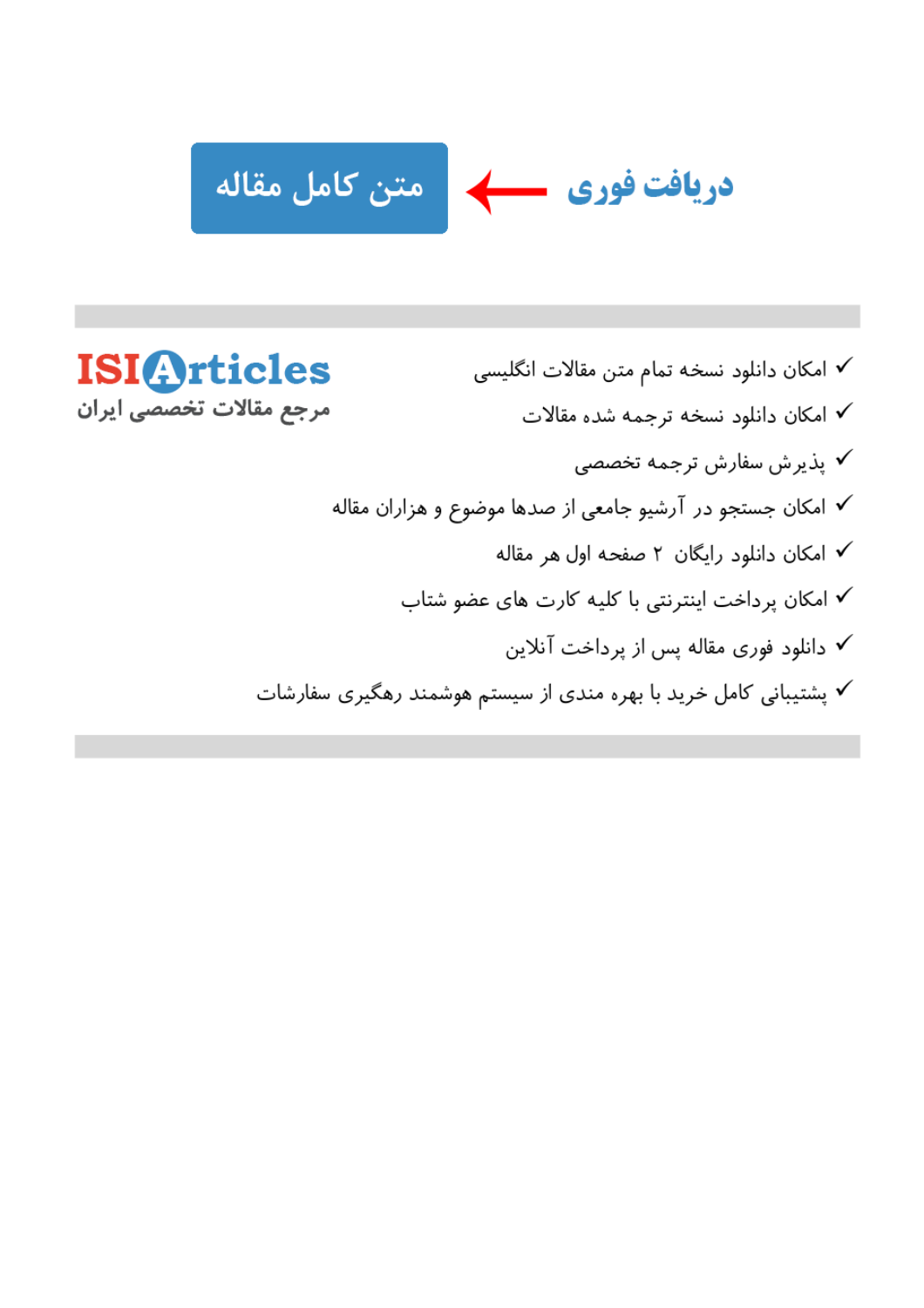دریافت فوری ← متن کامل مقاله

**ISIArticles**
مرجع مقالات تخصصی ایران

- ✓ امکان دانلود نسخه تمام متن مقالات انگلیسی
- ✓ امکان دانلود نسخه ترجمه شده مقالات
- ✓ پذیرش سفارش ترجمه تخصصی
- ✓ امکان جستجو در آرشیو جامعی از صدها موضوع و هزاران مقاله
- ✓ امکان دانلود رایگان ۲ صفحه اول هر مقاله
- ✓ امکان پرداخت اینترنتی با کلیه کارت های عضو شتاب
- ✓ دانلود فوری مقاله پس از پرداخت آنلاین
- ✓ پشتیبانی کامل خرید با بهره مندی از سیستم هوشمند رهگیری سفارشات